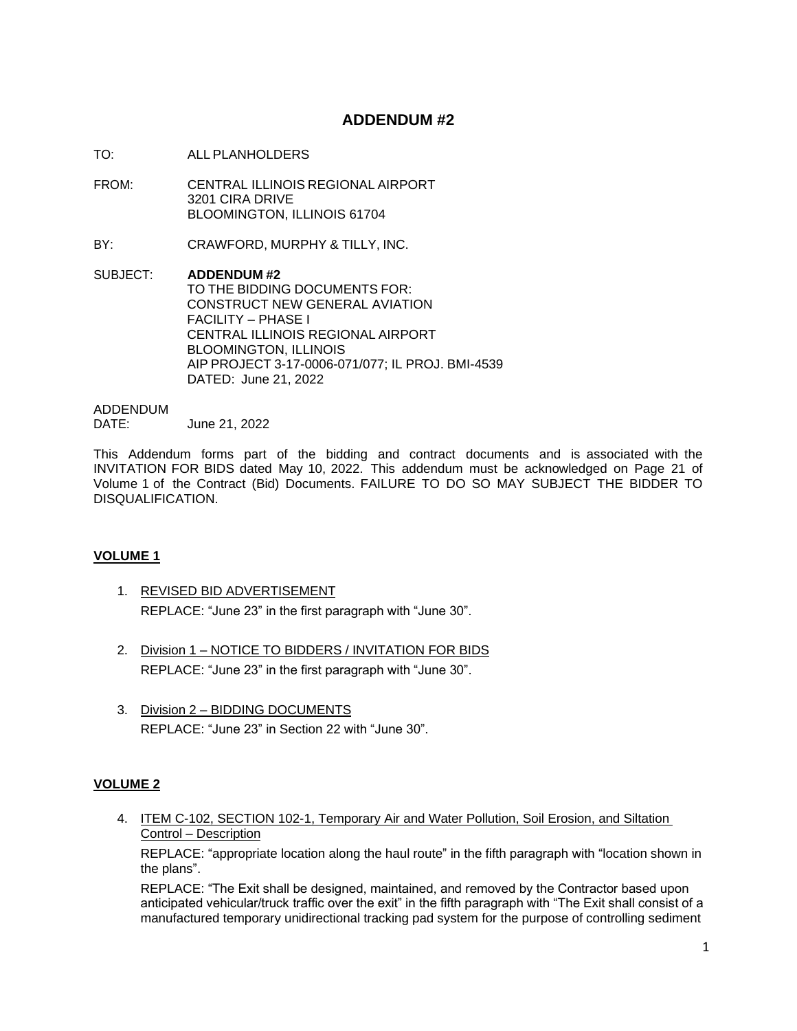# ADDENDUM #2

TO: ALL PLANHOLDERS

FROM: CENTRAL ILLINOIS REGIONAL AIRPORT
3201 CIRA DRIVE
BLOOMINGTON, ILLINOIS 61704

BY: CRAWFORD, MURPHY & TILLY, INC.

SUBJECT: **ADDENDUM #2**
TO THE BIDDING DOCUMENTS FOR:
CONSTRUCT NEW GENERAL AVIATION FACILITY – PHASE I
CENTRAL ILLINOIS REGIONAL AIRPORT
BLOOMINGTON, ILLINOIS
AIP PROJECT 3-17-0006-071/077; IL PROJ. BMI-4539
DATED: June 21, 2022

ADDENDUM DATE: June 21, 2022

This Addendum forms part of the bidding and contract documents and is associated with the INVITATION FOR BIDS dated May 10, 2022. This addendum must be acknowledged on Page 21 of Volume 1 of the Contract (Bid) Documents. FAILURE TO DO SO MAY SUBJECT THE BIDDER TO DISQUALIFICATION.

## VOLUME 1

1. REVISED BID ADVERTISEMENT
   REPLACE: "June 23" in the first paragraph with "June 30".

2. Division 1 – NOTICE TO BIDDERS / INVITATION FOR BIDS
   REPLACE: "June 23" in the first paragraph with "June 30".

3. Division 2 – BIDDING DOCUMENTS
   REPLACE: "June 23" in Section 22 with "June 30".

## VOLUME 2

4. ITEM C-102, SECTION 102-1, Temporary Air and Water Pollution, Soil Erosion, and Siltation Control – Description

   REPLACE: "appropriate location along the haul route" in the fifth paragraph with "location shown in the plans".

   REPLACE: "The Exit shall be designed, maintained, and removed by the Contractor based upon anticipated vehicular/truck traffic over the exit" in the fifth paragraph with "The Exit shall consist of a manufactured temporary unidirectional tracking pad system for the purpose of controlling sediment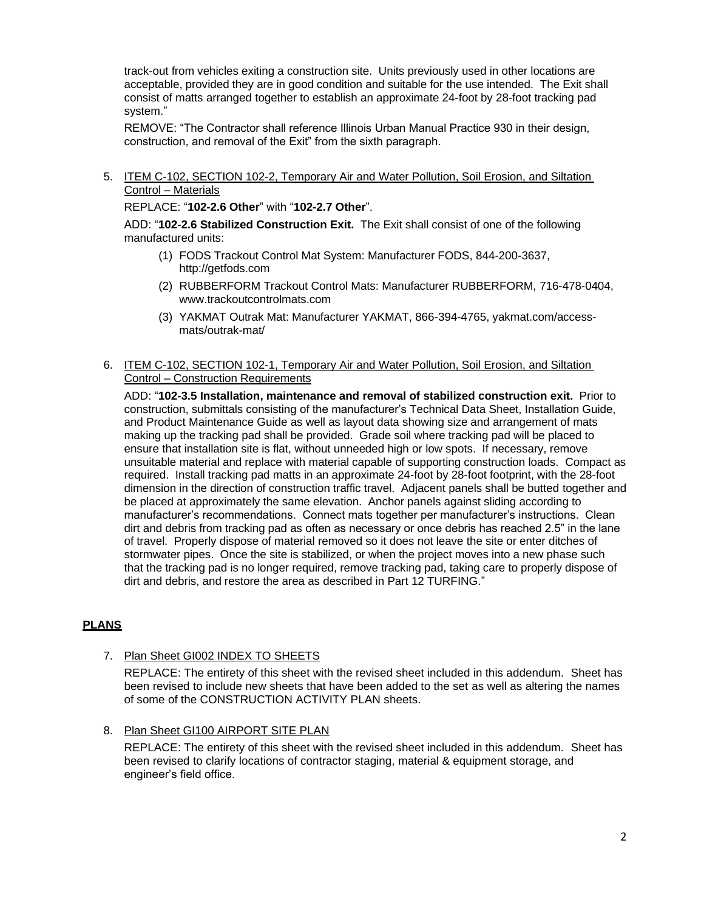track-out from vehicles exiting a construction site. Units previously used in other locations are acceptable, provided they are in good condition and suitable for the use intended. The Exit shall consist of matts arranged together to establish an approximate 24-foot by 28-foot tracking pad system."

REMOVE: "The Contractor shall reference Illinois Urban Manual Practice 930 in their design, construction, and removal of the Exit" from the sixth paragraph.

5. ITEM C-102, SECTION 102-2, Temporary Air and Water Pollution, Soil Erosion, and Siltation Control – Materials

   REPLACE: "**102-2.6 Other**" with "**102-2.7 Other**".

   ADD: "**102-2.6 Stabilized Construction Exit.** The Exit shall consist of one of the following manufactured units:

   (1) FODS Trackout Control Mat System: Manufacturer FODS, 844-200-3637, http://getfods.com

   (2) RUBBERFORM Trackout Control Mats: Manufacturer RUBBERFORM, 716-478-0404, www.trackoutcontrolmats.com

   (3) YAKMAT Outrak Mat: Manufacturer YAKMAT, 866-394-4765, yakmat.com/access-mats/outrak-mat/

6. ITEM C-102, SECTION 102-1, Temporary Air and Water Pollution, Soil Erosion, and Siltation Control – Construction Requirements

   ADD: "**102-3.5 Installation, maintenance and removal of stabilized construction exit.** Prior to construction, submittals consisting of the manufacturer's Technical Data Sheet, Installation Guide, and Product Maintenance Guide as well as layout data showing size and arrangement of mats making up the tracking pad shall be provided. Grade soil where tracking pad will be placed to ensure that installation site is flat, without unneeded high or low spots. If necessary, remove unsuitable material and replace with material capable of supporting construction loads. Compact as required. Install tracking pad matts in an approximate 24-foot by 28-foot footprint, with the 28-foot dimension in the direction of construction traffic travel. Adjacent panels shall be butted together and be placed at approximately the same elevation. Anchor panels against sliding according to manufacturer's recommendations. Connect mats together per manufacturer's instructions. Clean dirt and debris from tracking pad as often as necessary or once debris has reached 2.5" in the lane of travel. Properly dispose of material removed so it does not leave the site or enter ditches of stormwater pipes. Once the site is stabilized, or when the project moves into a new phase such that the tracking pad is no longer required, remove tracking pad, taking care to properly dispose of dirt and debris, and restore the area as described in Part 12 TURFING."

## PLANS

7. Plan Sheet GI002 INDEX TO SHEETS

   REPLACE: The entirety of this sheet with the revised sheet included in this addendum. Sheet has been revised to include new sheets that have been added to the set as well as altering the names of some of the CONSTRUCTION ACTIVITY PLAN sheets.

8. Plan Sheet GI100 AIRPORT SITE PLAN

   REPLACE: The entirety of this sheet with the revised sheet included in this addendum. Sheet has been revised to clarify locations of contractor staging, material & equipment storage, and engineer's field office.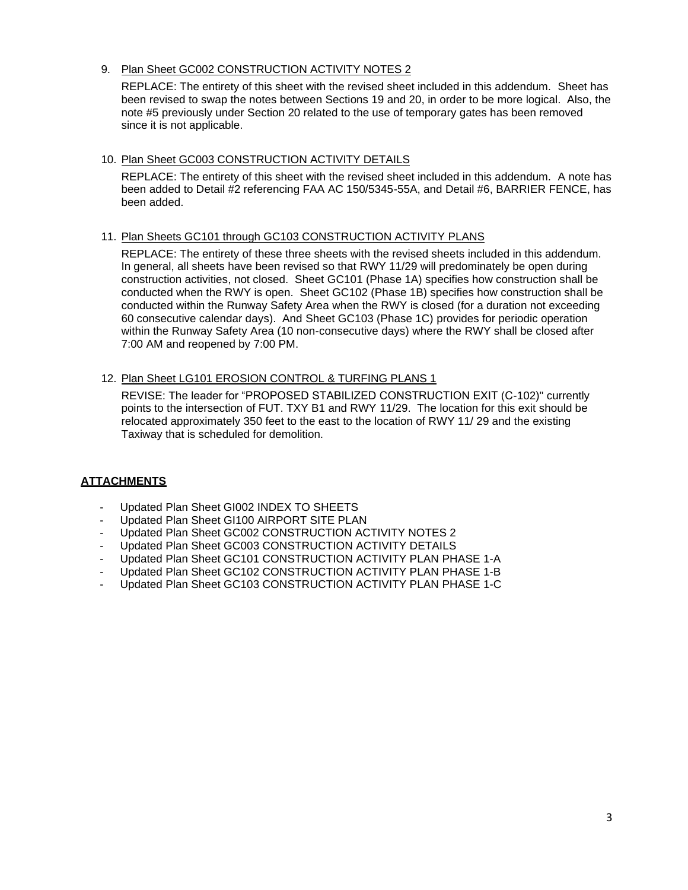9. Plan Sheet GC002 CONSTRUCTION ACTIVITY NOTES 2

   REPLACE: The entirety of this sheet with the revised sheet included in this addendum. Sheet has been revised to swap the notes between Sections 19 and 20, in order to be more logical. Also, the note #5 previously under Section 20 related to the use of temporary gates has been removed since it is not applicable.

10. Plan Sheet GC003 CONSTRUCTION ACTIVITY DETAILS

    REPLACE: The entirety of this sheet with the revised sheet included in this addendum. A note has been added to Detail #2 referencing FAA AC 150/5345-55A, and Detail #6, BARRIER FENCE, has been added.

11. Plan Sheets GC101 through GC103 CONSTRUCTION ACTIVITY PLANS

    REPLACE: The entirety of these three sheets with the revised sheets included in this addendum. In general, all sheets have been revised so that RWY 11/29 will predominately be open during construction activities, not closed. Sheet GC101 (Phase 1A) specifies how construction shall be conducted when the RWY is open. Sheet GC102 (Phase 1B) specifies how construction shall be conducted within the Runway Safety Area when the RWY is closed (for a duration not exceeding 60 consecutive calendar days). And Sheet GC103 (Phase 1C) provides for periodic operation within the Runway Safety Area (10 non-consecutive days) where the RWY shall be closed after 7:00 AM and reopened by 7:00 PM.

12. Plan Sheet LG101 EROSION CONTROL & TURFING PLANS 1

    REVISE: The leader for "PROPOSED STABILIZED CONSTRUCTION EXIT (C-102)" currently points to the intersection of FUT. TXY B1 and RWY 11/29. The location for this exit should be relocated approximately 350 feet to the east to the location of RWY 11/ 29 and the existing Taxiway that is scheduled for demolition.

## ATTACHMENTS

- Updated Plan Sheet GI002 INDEX TO SHEETS
- Updated Plan Sheet GI100 AIRPORT SITE PLAN
- Updated Plan Sheet GC002 CONSTRUCTION ACTIVITY NOTES 2
- Updated Plan Sheet GC003 CONSTRUCTION ACTIVITY DETAILS
- Updated Plan Sheet GC101 CONSTRUCTION ACTIVITY PLAN PHASE 1-A
- Updated Plan Sheet GC102 CONSTRUCTION ACTIVITY PLAN PHASE 1-B
- Updated Plan Sheet GC103 CONSTRUCTION ACTIVITY PLAN PHASE 1-C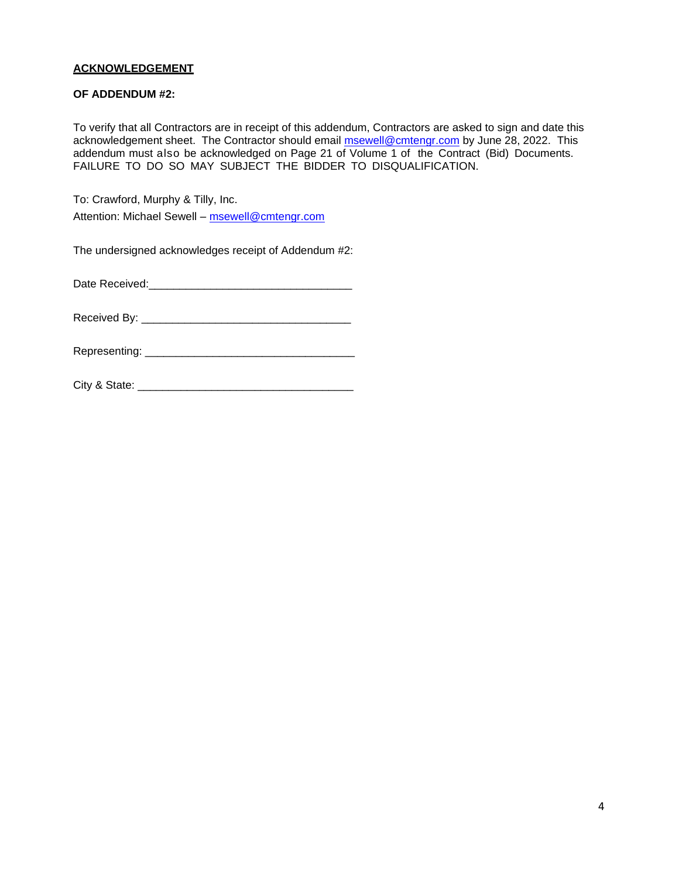**<u>ACKNOWLEDGEMENT</u>**

**OF ADDENDUM #2:**

To verify that all Contractors are in receipt of this addendum, Contractors are asked to sign and date this acknowledgement sheet. The Contractor should email msewell@cmtengr.com by June 28, 2022. This addendum must also be acknowledged on Page 21 of Volume 1 of the Contract (Bid) Documents. FAILURE TO DO SO MAY SUBJECT THE BIDDER TO DISQUALIFICATION.

To: Crawford, Murphy & Tilly, Inc.

Attention: Michael Sewell – msewell@cmtengr.com

The undersigned acknowledges receipt of Addendum #2:

Date Received:________________________________

Received By: ________________________________

Representing: ________________________________

City & State: ________________________________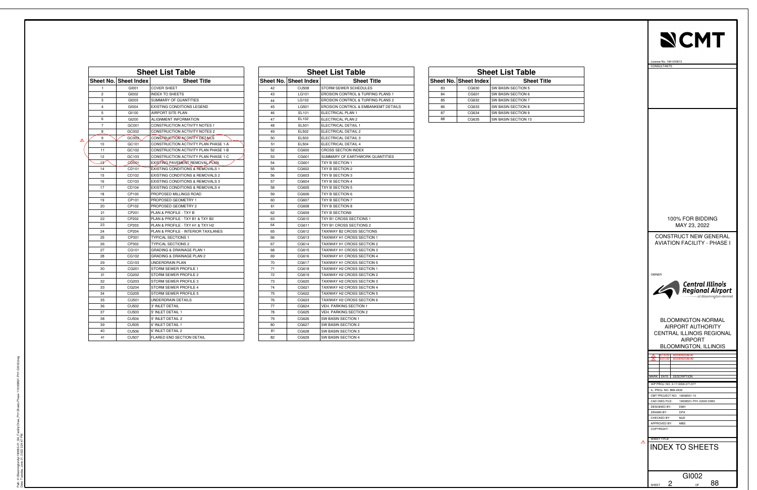## Sheet List Table

| Sheet No. | Sheet Index | Sheet Title |
|---|---|---|
| 1 | GI001 | COVER SHEET |
| 2 | GI002 | INDEX TO SHEETS |
| 3 | GI003 | SUMMARY OF QUANTITIES |
| 4 | GI004 | EXISTING CONDITIONS LEGEND |
| 5 | GI100 | AIRPORT SITE PLAN |
| 6 | GI200 | ALIGNMENT INFORMATION |
| 7 | GC001 | CONSTRUCTION ACTIVITY NOTES 1 |
| 8 | GC002 | CONSTRUCTION ACTIVITY NOTES 2 |
| 9 | GC003 | CONSTRUCTION ACTIVITY DETAILS |
| 10 | GC101 | CONSTRUCTION ACTIVITY PLAN PHASE 1-A |
| 11 | GC102 | CONSTRUCTION ACTIVITY PLAN PHASE 1-B |
| 12 | GC103 | CONSTRUCTION ACTIVITY PLAN PHASE 1-C |
| 13 | CD001 | EXISTING PAVEMENT REMOVAL PLAN |
| 14 | CD101 | EXISTING CONDITIONS & REMOVALS 1 |
| 15 | CD102 | EXISTING CONDITIONS & REMOVALS 2 |
| 16 | CD103 | EXISTING CONDITIONS & REMOVALS 3 |
| 17 | CD104 | EXISTING CONDITIONS & REMOVALS 4 |
| 18 | CP100 | PROPOSED MILLINGS ROAD |
| 19 | CP101 | PROPOSED GEOMETRY 1 |
| 20 | CP102 | PROPOSED GEOMETRY 2 |
| 21 | CP201 | PLAN & PROFILE - TXY B |
| 22 | CP202 | PLAN & PROFILE - TXY B1 & TXY B2 |
| 23 | CP203 | PLAN & PROFILE - TXY H1 & TXY H2 |
| 24 | CP204 | PLAN & PROFILE - INTERIOR TAXILANES |
| 25 | CP301 | TYPICAL SECTIONS 1 |
| 26 | CP302 | TYPICAL SECTIONS 2 |
| 27 | CG101 | GRADING & DRAINAGE PLAN 1 |
| 28 | CG102 | GRADING & DRAINAGE PLAN 2 |
| 29 | CG103 | UNDERDRAIN PLAN |
| 30 | CG201 | STORM SEWER PROFILE 1 |
| 31 | CG202 | STORM SEWER PROFILE 2 |
| 32 | CG203 | STORM SEWER PROFILE 3 |
| 33 | CG204 | STORM SEWER PROFILE 4 |
| 34 | CG205 | STORM SEWER PROFILE 5 |
| 35 | CU501 | UNDERDRAIN DETAILS |
| 36 | CU502 | 3' INLET DETAIL |
| 37 | CU503 | 5' INLET DETAIL 1 |
| 38 | CU504 | 5' INLET DETAIL 2 |
| 39 | CU505 | 6' INLET DETAIL 1 |
| 40 | CU506 | 6' INLET DETAIL 2 |
| 41 | CU507 | FLARED END SECTION DETAIL |
| 42 | CU508 | STORM SEWER SCHEDULES |
| 43 | LG101 | EROSION CONTROL & TURFING PLANS 1 |
| 44 | LG102 | EROSION CONTROL & TURFING PLANS 2 |
| 45 | LG501 | EROSION CONTROL & EMBANKEMT DETAILS |
| 46 | EL101 | ELECTRICAL PLAN 1 |
| 47 | EL102 | ELECTRICAL PLAN 2 |
| 48 | EL501 | ELECTRICAL DETAIL 1 |
| 49 | EL502 | ELECTRICAL DETAIL 2 |
| 50 | EL503 | ELECTRICAL DETAIL 3 |
| 51 | EL504 | ELECTRICAL DETAIL 4 |
| 52 | CG600 | CROSS SECTION INDEX |
| 53 | CG601 | SUMMARY OF EARTHWORK QUANTITIES |
| 54 | CG601 | TXY B SECTION 1 |
| 55 | CG602 | TXY B SECTION 2 |
| 56 | CG603 | TXY B SECTION 3 |
| 57 | CG604 | TXY B SECTION 4 |
| 58 | CG605 | TXY B SECTION 5 |
| 59 | CG606 | TXY B SECTION 6 |
| 60 | CG607 | TXY B SECTION 7 |
| 61 | CG608 | TXY B SECTION 8 |
| 62 | CG609 | TXY B SECTION9 |
| 63 | CG610 | TXY B1 CROSS SECTIONS 1 |
| 64 | CG611 | TXY B1 CROSS SECTIONS 2 |
| 65 | CG612 | TAXIWAY B2 CROSS SECTIONS |
| 66 | CG613 | TAXIWAY H1 CROSS SECTION 1 |
| 67 | CG614 | TAXIWAY H1 CROSS SECTION 2 |
| 68 | CG615 | TAXIWAY H1 CROSS SECTION 3 |
| 69 | CG616 | TAXIWAY H1 CROSS SECTION 4 |
| 70 | CG617 | TAXIWAY H1 CROSS SECTION 5 |
| 71 | CG618 | TAXIWAY H2 CROSS SECTION 1 |
| 72 | CG619 | TAXIWAY H2 CROSS SECTION 2 |
| 73 | CG620 | TAXIWAY H2 CROSS SECTION 3 |
| 74 | CG621 | TAXIWAY H2 CROSS SECTION 4 |
| 75 | CG622 | TAXIWAY H2 CROSS SECTION 5 |
| 76 | CG623 | TAXIWAY H2 CROSS SECTION 6 |
| 77 | CG624 | VEH. PARKING SECTION 1 |
| 78 | CG625 | VEH. PARKING SECTION 2 |
| 79 | CG626 | SW BASIN SECTION 1 |
| 80 | CG627 | SW BASIN SECTION 2 |
| 81 | CG628 | SW BASIN SECTION 3 |
| 82 | CG629 | SW BASIN SECTION 4 |
| 83 | CG630 | SW BASIN SECTION 5 |
| 84 | CG631 | SW BASIN SECTION 6 |
| 85 | CG632 | SW BASIN SECTION 7 |
| 86 | CG633 | SW BASIN SECTION 8 |
| 87 | CG634 | SW BASIN SECTION 9 |
| 88 | CG635 | SW BASIN SECTION 10 |

CMT

License No. 184-000613

CONSULTANTS

100% FOR BIDDING
MAY 23, 2022

CONSTRUCT NEW GENERAL AVIATION FACILITY - PHASE I

OWNER

Central Illinois Regional Airport at Bloomington-Normal

BLOOMINGTON-NORMAL AIRPORT AUTHORITY
CENTRAL ILLINOIS REGIONAL AIRPORT
BLOOMINGTON, ILLINOIS

| MARK | DATE | DESCRIPTION |
|---|---|---|
| 1 | 6/15/22 | ADDENDUM #1 |
| 2 | 6/21/22 | ADDENDUM #2 |

AIP PROJ. NO. 3-17-0006-071/077
IL. PROJ. NO. BMI-4539
CMT PROJECT NO: 19008501-10
CAD DWG FILE: 19008501-PH1-GI002.DWG
DESIGNED BY: EMH
DRAWN BY: DPA
CHECKED BY: MJD
APPROVED BY: MBS
COPYRIGHT:

SHEET TITLE

INDEX TO SHEETS

GI002

SHEET 2 OF 88

Path: K:\Bloomington\Air\190085-01_GA_Facility\Draw_PH1\Sheets-Phase 1\19008501-PH1-GI002.dwg
Date: Tuesday, June 21, 2022 2:24:47 PM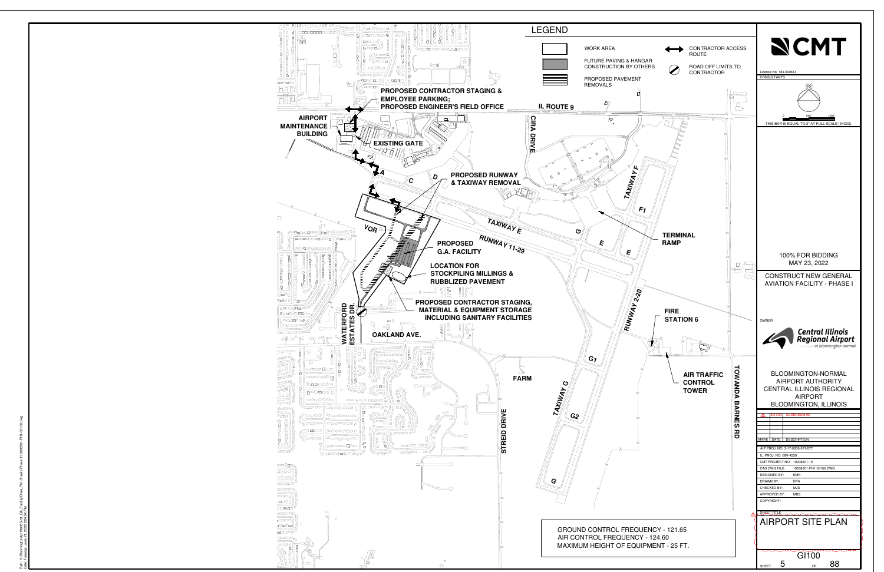# AIRPORT SITE PLAN

## LEGEND

- WORK AREA
- FUTURE PAVING & HANGAR CONSTRUCTION BY OTHERS
- PROPOSED PAVEMENT REMOVALS
- CONTRACTOR ACCESS ROUTE
- ROAD OFF LIMITS TO CONTRACTOR

PROPOSED CONTRACTOR STAGING & EMPLOYEE PARKING; PROPOSED ENGINEER'S FIELD OFFICE

AIRPORT MAINTENANCE BUILDING

EXISTING GATE

IL ROUTE 9

CIRA DRIVE

A

C

D

PROPOSED RUNWAY & TAXIWAY REMOVAL

TAXIWAY F

F1

TAXIWAY E

RUNWAY 11-29

G

E

E

TERMINAL RAMP

VOR

PROPOSED G.A. FACILITY

LOCATION FOR STOCKPILING MILLINGS & RUBBLIZED PAVEMENT

PROPOSED CONTRACTOR STAGING, MATERIAL & EQUIPMENT STORAGE INCLUDING SANITARY FACILITIES

RUNWAY 2-20

FIRE STATION 6

WATERFORD ESTATES DR.

OAKLAND AVE.

G1

FARM

AIR TRAFFIC CONTROL TOWER

TOWANDA BARNES RD

TAXIWAY G

G2

STREID DRIVE

G

GROUND CONTROL FREQUENCY - 121.65
AIR CONTROL FREQUENCY - 124.60
MAXIMUM HEIGHT OF EQUIPMENT - 25 FT.

---

**CMT**

License No. 184-000613

CONSULTANTS

0 — 600' — 1200'

THIS BAR IS EQUAL TO 2" AT FULL SCALE (34X22).

100% FOR BIDDING
MAY 23, 2022

CONSTRUCT NEW GENERAL AVIATION FACILITY - PHASE I

OWNER

Central Illinois Regional Airport at Bloomington-Normal

BLOOMINGTON-NORMAL AIRPORT AUTHORITY
CENTRAL ILLINOIS REGIONAL AIRPORT
BLOOMINGTON, ILLINOIS

| MARK | DATE | DESCRIPTION |
|---|---|---|
| 1 | 6/21/22 | ADDENDUM #2 |

AIP PROJ. NO. 3-17-0006-071/077

IL. PROJ. NO. BMI-4539

CMT PROJECT NO: 19008501-10

CAD DWG FILE: 19008501-PH1-GI100.DWG

DESIGNED BY: EMH

DRAWN BY: DPA

CHECKED BY: MJD

APPROVED BY: MBS

COPYRIGHT:

SHEET TITLE

AIRPORT SITE PLAN

GI100

SHEET 5 OF 88

Path: K:\Bloomington\Air\190085-01_GA_Facility\Draw_PH1\Sheets-Phase 1\19008501-PH1-GI100.dwg
Date: Tuesday, June 21, 2022 2:34:54 PM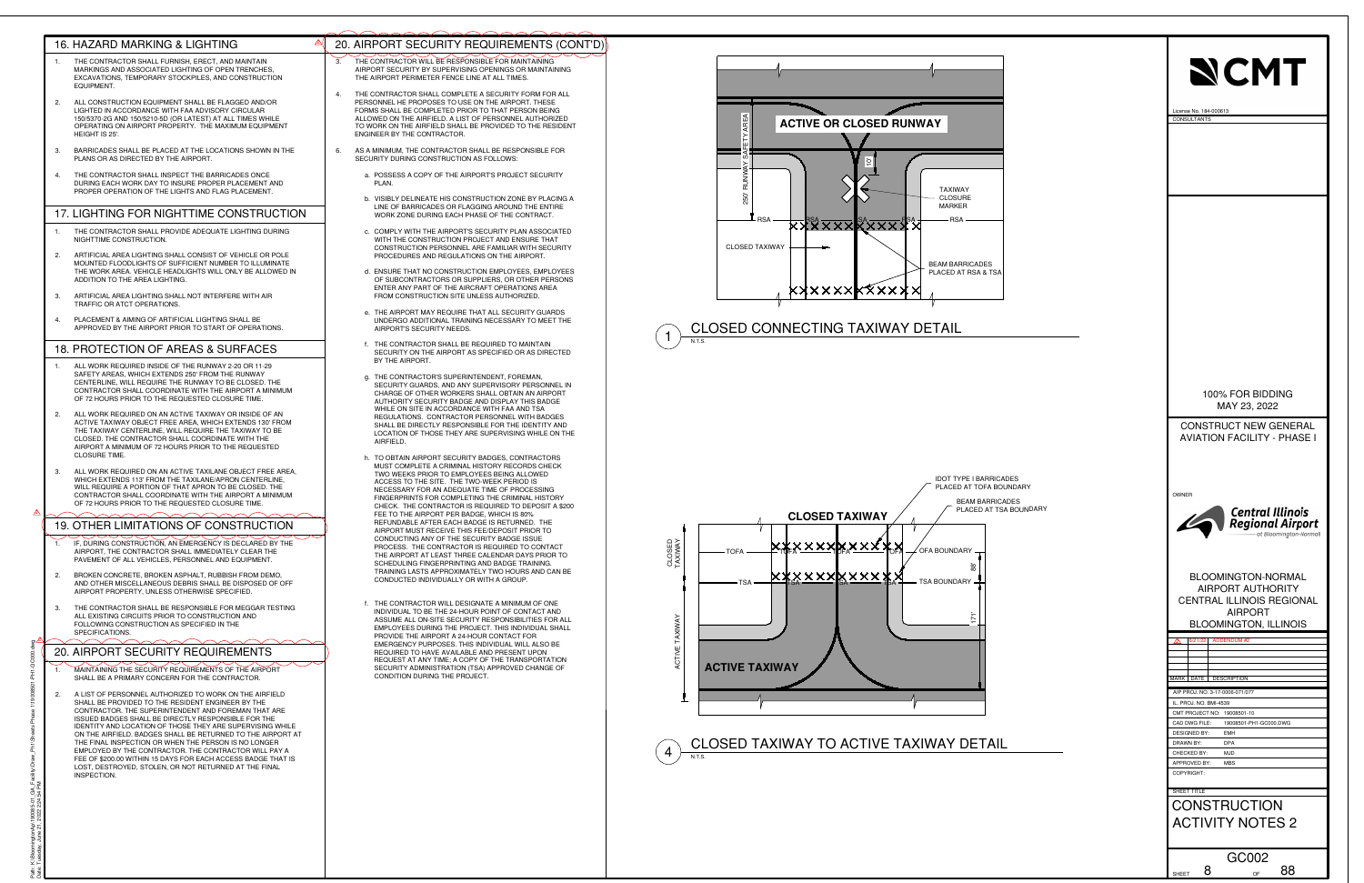## 16. HAZARD MARKING & LIGHTING

1. THE CONTRACTOR SHALL FURNISH, ERECT, AND MAINTAIN MARKINGS AND ASSOCIATED LIGHTING OF OPEN TRENCHES, EXCAVATIONS, TEMPORARY STOCKPILES, AND CONSTRUCTION EQUIPMENT.
2. ALL CONSTRUCTION EQUIPMENT SHALL BE FLAGGED AND/OR LIGHTED IN ACCORDANCE WITH FAA ADVISORY CIRCULAR 150/5370-2G AND 150/5210-5D (OR LATEST) AT ALL TIMES WHILE OPERATING ON AIRPORT PROPERTY. THE MAXIMUM EQUIPMENT HEIGHT IS 25'.
3. BARRICADES SHALL BE PLACED AT THE LOCATIONS SHOWN IN THE PLANS OR AS DIRECTED BY THE AIRPORT.
4. THE CONTRACTOR SHALL INSPECT THE BARRICADES ONCE DURING EACH WORK DAY TO INSURE PROPER PLACEMENT AND PROPER OPERATION OF THE LIGHTS AND FLAG PLACEMENT.

## 17. LIGHTING FOR NIGHTTIME CONSTRUCTION

1. THE CONTRACTOR SHALL PROVIDE ADEQUATE LIGHTING DURING NIGHTTIME CONSTRUCTION.
2. ARTIFICIAL AREA LIGHTING SHALL CONSIST OF VEHICLE OR POLE MOUNTED FLOODLIGHTS OF SUFFICIENT NUMBER TO ILLUMINATE THE WORK AREA. VEHICLE HEADLIGHTS WILL ONLY BE ALLOWED IN ADDITION TO THE AREA LIGHTING.
3. ARTIFICIAL AREA LIGHTING SHALL NOT INTERFERE WITH AIR TRAFFIC OR ATCT OPERATIONS.
4. PLACEMENT & AIMING OF ARTIFICIAL LIGHTING SHALL BE APPROVED BY THE AIRPORT PRIOR TO START OF OPERATIONS.

## 18. PROTECTION OF AREAS & SURFACES

1. ALL WORK REQUIRED INSIDE OF THE RUNWAY 2-20 OR 11-29 SAFETY AREAS, WHICH EXTENDS 250' FROM THE RUNWAY CENTERLINE, WILL REQUIRE THE RUNWAY TO BE CLOSED. THE CONTRACTOR SHALL COORDINATE WITH THE AIRPORT A MINIMUM OF 72 HOURS PRIOR TO THE REQUESTED CLOSURE TIME.
2. ALL WORK REQUIRED ON AN ACTIVE TAXIWAY OR INSIDE OF AN ACTIVE TAXIWAY OBJECT FREE AREA, WHICH EXTENDS 130' FROM THE TAXIWAY CENTERLINE, WILL REQUIRE THE TAXIWAY TO BE CLOSED. THE CONTRACTOR SHALL COORDINATE WITH THE AIRPORT A MINIMUM OF 72 HOURS PRIOR TO THE REQUESTED CLOSURE TIME.
3. ALL WORK REQUIRED ON AN ACTIVE TAXILANE OBJECT FREE AREA, WHICH EXTENDS 113' FROM THE TAXILANE/APRON CENTERLINE, WILL REQUIRE A PORTION OF THAT APRON TO BE CLOSED. THE CONTRACTOR SHALL COORDINATE WITH THE AIRPORT A MINIMUM OF 72 HOURS PRIOR TO THE REQUESTED CLOSURE TIME.

## 19. OTHER LIMITATIONS OF CONSTRUCTION

1. IF, DURING CONSTRUCTION, AN EMERGENCY IS DECLARED BY THE AIRPORT, THE CONTRACTOR SHALL IMMEDIATELY CLEAR THE PAVEMENT OF ALL VEHICLES, PERSONNEL AND EQUIPMENT.
2. BROKEN CONCRETE, BROKEN ASPHALT, RUBBISH FROM DEMO, AND OTHER MISCELLANEOUS DEBRIS SHALL BE DISPOSED OF OFF AIRPORT PROPERTY, UNLESS OTHERWISE SPECIFIED.
3. THE CONTRACTOR SHALL BE RESPONSIBLE FOR MEGGAR TESTING ALL EXISTING CIRCUITS PRIOR TO CONSTRUCTION AND FOLLOWING CONSTRUCTION AS SPECIFIED IN THE SPECIFICATIONS.

## 20. AIRPORT SECURITY REQUIREMENTS

1. MAINTAINING THE SECURITY REQUIREMENTS OF THE AIRPORT SHALL BE A PRIMARY CONCERN FOR THE CONTRACTOR.
2. A LIST OF PERSONNEL AUTHORIZED TO WORK ON THE AIRFIELD SHALL BE PROVIDED TO THE RESIDENT ENGINEER BY THE CONTRACTOR. THE SUPERINTENDENT AND FOREMAN THAT ARE ISSUED BADGES SHALL BE DIRECTLY RESPONSIBLE FOR THE IDENTITY AND LOCATION OF THOSE THEY ARE SUPERVISING WHILE ON THE AIRFIELD. BADGES SHALL BE RETURNED TO THE AIRPORT AT THE FINAL INSPECTION OR WHEN THE PERSON IS NO LONGER EMPLOYED BY THE CONTRACTOR. THE CONTRACTOR WILL PAY A FEE OF $200.00 WITHIN 15 DAYS FOR EACH ACCESS BADGE THAT IS LOST, DESTROYED, STOLEN, OR NOT RETURNED AT THE FINAL INSPECTION.

## 20. AIRPORT SECURITY REQUIREMENTS (CONT'D)

3. THE CONTRACTOR WILL BE RESPONSIBLE FOR MAINTAINING AIRPORT SECURITY BY SUPERVISING OPENINGS OR MAINTAINING THE AIRPORT PERIMETER FENCE LINE AT ALL TIMES.
4. THE CONTRACTOR SHALL COMPLETE A SECURITY FORM FOR ALL PERSONNEL HE PROPOSES TO USE ON THE AIRPORT. THESE FORMS SHALL BE COMPLETED PRIOR TO THAT PERSON BEING ALLOWED ON THE AIRFIELD. A LIST OF PERSONNEL AUTHORIZED TO WORK ON THE AIRFIELD SHALL BE PROVIDED TO THE RESIDENT ENGINEER BY THE CONTRACTOR.
6. AS A MINIMUM, THE CONTRACTOR SHALL BE RESPONSIBLE FOR SECURITY DURING CONSTRUCTION AS FOLLOWS:
   a. POSSESS A COPY OF THE AIRPORT'S PROJECT SECURITY PLAN.
   b. VISIBLY DELINEATE HIS CONSTRUCTION ZONE BY PLACING A LINE OF BARRICADES OR FLAGGING AROUND THE ENTIRE WORK ZONE DURING EACH PHASE OF THE CONTRACT.
   c. COMPLY WITH THE AIRPORT'S SECURITY PLAN ASSOCIATED WITH THE CONSTRUCTION PROJECT AND ENSURE THAT CONSTRUCTION PERSONNEL ARE FAMILIAR WITH SECURITY PROCEDURES AND REGULATIONS ON THE AIRPORT.
   d. ENSURE THAT NO CONSTRUCTION EMPLOYEES, EMPLOYEES OF SUBCONTRACTORS OR SUPPLIERS, OR OTHER PERSONS ENTER ANY PART OF THE AIRCRAFT OPERATIONS AREA FROM CONSTRUCTION SITE UNLESS AUTHORIZED.
   e. THE AIRPORT MAY REQUIRE THAT ALL SECURITY GUARDS UNDERGO ADDITIONAL TRAINING NECESSARY TO MEET THE AIRPORT'S SECURITY NEEDS.
   f. THE CONTRACTOR SHALL BE REQUIRED TO MAINTAIN SECURITY ON THE AIRPORT AS SPECIFIED OR AS DIRECTED BY THE AIRPORT.
   g. THE CONTRACTOR'S SUPERINTENDENT, FOREMAN, SECURITY GUARDS, AND ANY SUPERVISORY PERSONNEL IN CHARGE OF OTHER WORKERS SHALL OBTAIN AN AIRPORT AUTHORITY SECURITY BADGE AND DISPLAY THIS BADGE WHILE ON SITE IN ACCORDANCE WITH FAA AND TSA REGULATIONS. CONTRACTOR PERSONNEL WITH BADGES SHALL BE DIRECTLY RESPONSIBLE FOR THE IDENTITY AND LOCATION OF THOSE THEY ARE SUPERVISING WHILE ON THE AIRFIELD.
   h. TO OBTAIN AIRPORT SECURITY BADGES, CONTRACTORS MUST COMPLETE A CRIMINAL HISTORY RECORDS CHECK TWO WEEKS PRIOR TO EMPLOYEES BEING ALLOWED ACCESS TO THE SITE. THE TWO-WEEK PERIOD IS NECESSARY FOR AN ADEQUATE TIME OF PROCESSING FINGERPRINTS FOR COMPLETING THE CRIMINAL HISTORY CHECK. THE CONTRACTOR IS REQUIRED TO DEPOSIT A $200 FEE TO THE AIRPORT PER BADGE, WHICH IS 80% REFUNDABLE AFTER EACH BADGE IS RETURNED. THE AIRPORT MUST RECEIVE THIS FEE/DEPOSIT PRIOR TO CONDUCTING ANY OF THE SECURITY BADGE ISSUE PROCESS. THE CONTRACTOR IS REQUIRED TO CONTACT THE AIRPORT AT LEAST THREE CALENDAR DAYS PRIOR TO SCHEDULING FINGERPRINTING AND BADGE TRAINING. TRAINING LASTS APPROXIMATELY TWO HOURS AND CAN BE CONDUCTED INDIVIDUALLY OR WITH A GROUP.
   f. THE CONTRACTOR WILL DESIGNATE A MINIMUM OF ONE INDIVIDUAL TO BE THE 24-HOUR POINT OF CONTACT AND ASSUME ALL ON-SITE SECURITY RESPONSIBILITIES FOR ALL EMPLOYEES DURING THE PROJECT. THIS INDIVIDUAL SHALL PROVIDE THE AIRPORT A 24-HOUR CONTACT FOR EMERGENCY PURPOSES. THIS INDIVIDUAL WILL ALSO BE REQUIRED TO HAVE AVAILABLE AND PRESENT UPON REQUEST AT ANY TIME; A COPY OF THE TRANSPORTATION SECURITY ADMINISTRATION (TSA) APPROVED CHANGE OF CONDITION DURING THE PROJECT.

ACTIVE OR CLOSED RUNWAY — 250' RUNWAY SAFETY AREA — 10' — TAXIWAY CLOSURE MARKER — RSA — CLOSED TAXIWAY — BEAM BARRICADES PLACED AT RSA & TSA

### 1 CLOSED CONNECTING TAXIWAY DETAIL
N.T.S.

CLOSED TAXIWAY — IDOT TYPE I BARRICADES PLACED AT TOFA BOUNDARY — BEAM BARRICADES PLACED AT TSA BOUNDARY — TOFA — OFA BOUNDARY — 86' — TSA — TSA BOUNDARY — 171' — ACTIVE TAXIWAY

### 4 CLOSED TAXIWAY TO ACTIVE TAXIWAY DETAIL
N.T.S.

CMT — License No. 184-000613 — CONSULTANTS

100% FOR BIDDING
MAY 23, 2022

CONSTRUCT NEW GENERAL AVIATION FACILITY - PHASE I

OWNER: Central Illinois Regional Airport at Bloomington-Normal

BLOOMINGTON-NORMAL AIRPORT AUTHORITY
CENTRAL ILLINOIS REGIONAL AIRPORT
BLOOMINGTON, ILLINOIS

| MARK | DATE | DESCRIPTION |
|---|---|---|
| 1 | 6/21/22 | ADDENDUM #2 |

AIP PROJ. NO: 3-17-0006-071/077
IL. PROJ. NO: BMI-4539
CMT PROJECT NO: 19008501-10
CAD DWG FILE: 19008501-PH1-GC000.DWG
DESIGNED BY: EMH
DRAWN BY: DPA
CHECKED BY: MJD
APPROVED BY: MBS
COPYRIGHT:

SHEET TITLE: CONSTRUCTION ACTIVITY NOTES 2

GC002 — SHEET 8 OF 88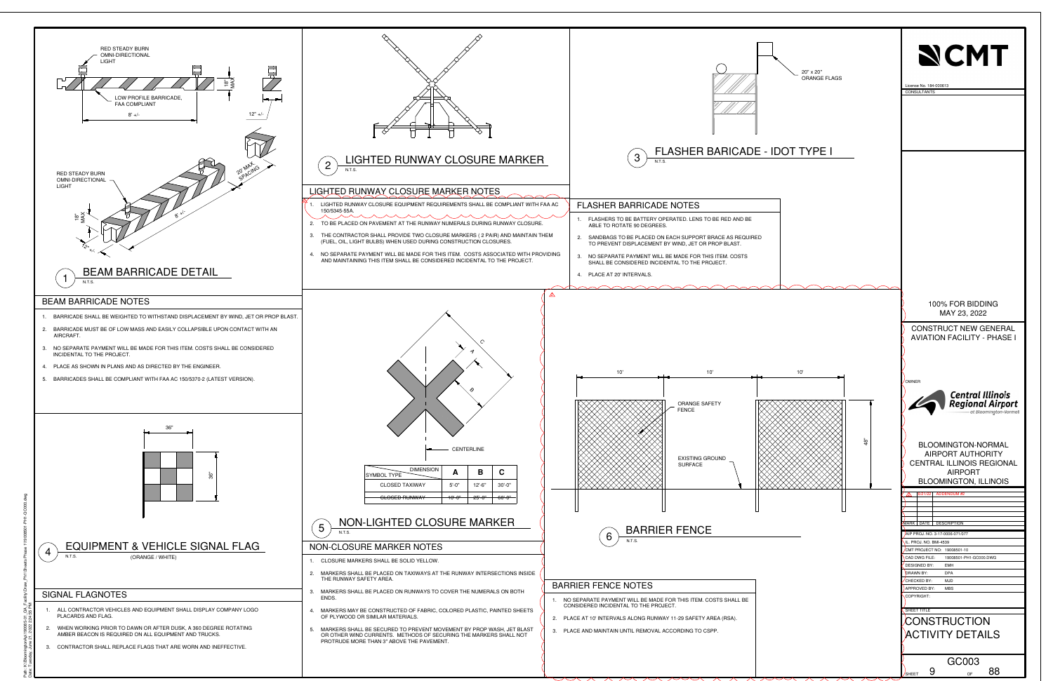## 1 BEAM BARRICADE DETAIL

N.T.S.

RED STEADY BURN OMNI-DIRECTIONAL LIGHT

LOW PROFILE BARRICADE, FAA COMPLIANT

8' +/-

12" +/-

18" MAX

20' MAX SPACING

### BEAM BARRICADE NOTES

1. BARRICADE SHALL BE WEIGHTED TO WITHSTAND DISPLACEMENT BY WIND, JET OR PROP BLAST.
2. BARRICADE MUST BE OF LOW MASS AND EASILY COLLAPSIBLE UPON CONTACT WITH AN AIRCRAFT.
3. NO SEPARATE PAYMENT WILL BE MADE FOR THIS ITEM. COSTS SHALL BE CONSIDERED INCIDENTAL TO THE PROJECT.
4. PLACE AS SHOWN IN PLANS AND AS DIRECTED BY THE ENGINEER.
5. BARRICADES SHALL BE COMPLIANT WITH FAA AC 150/5370-2 (LATEST VERSION).

## 2 LIGHTED RUNWAY CLOSURE MARKER

N.T.S.

### LIGHTED RUNWAY CLOSURE MARKER NOTES

1. LIGHTED RUNWAY CLOSURE EQUIPMENT REQUIREMENTS SHALL BE COMPLIANT WITH FAA AC 150/5345-55A.
2. TO BE PLACED ON PAVEMENT AT THE RUNWAY NUMERALS DURING RUNWAY CLOSURE.
3. THE CONTRACTOR SHALL PROVIDE TWO CLOSURE MARKERS ( 2 PAIR) AND MAINTAIN THEM (FUEL, OIL, LIGHT BULBS) WHEN USED DURING CONSTRUCTION CLOSURES.
4. NO SEPARATE PAYMENT WILL BE MADE FOR THIS ITEM. COSTS ASSOCIATED WITH PROVIDING AND MAINTAINING THIS ITEM SHALL BE CONSIDERED INCIDENTAL TO THE PROJECT.

## 3 FLASHER BARICADE - IDOT TYPE I

N.T.S.

20" x 20" ORANGE FLAGS

### FLASHER BARRICADE NOTES

1. FLASHERS TO BE BATTERY OPERATED. LENS TO BE RED AND BE ABLE TO ROTATE 90 DEGREES.
2. SANDBAGS TO BE PLACED ON EACH SUPPORT BRACE AS REQUIRED TO PREVENT DISPLACEMENT BY WIND, JET OR PROP BLAST.
3. NO SEPARATE PAYMENT WILL BE MADE FOR THIS ITEM. COSTS SHALL BE CONSIDERED INCIDENTAL TO THE PROJECT.
4. PLACE AT 20' INTERVALS.

## 4 EQUIPMENT & VEHICLE SIGNAL FLAG

N.T.S. (ORANGE / WHITE)

36" x 36"

### SIGNAL FLAGNOTES

1. ALL CONTRACTOR VEHICLES AND EQUIPMENT SHALL DISPLAY COMPANY LOGO PLACARDS AND FLAG.
2. WHEN WORKING PRIOR TO DAWN OR AFTER DUSK, A 360 DEGREE ROTATING AMBER BEACON IS REQUIRED ON ALL EQUIPMENT AND TRUCKS.
3. CONTRACTOR SHALL REPLACE FLAGS THAT ARE WORN AND INEFFECTIVE.

## 5 NON-LIGHTED CLOSURE MARKER

N.T.S.

CENTERLINE

| SYMBOL TYPE / DIMENSION | A | B | C |
|---|---|---|---|
| CLOSED TAXIWAY | 5'-0" | 12'-6" | 30'-0" |
| ~~CLOSED RUNWAY~~ | ~~10'-0"~~ | ~~25'-0"~~ | ~~60'-0"~~ |

### NON-CLOSURE MARKER NOTES

1. CLOSURE MARKERS SHALL BE SOLID YELLOW.
2. MARKERS SHALL BE PLACED ON TAXIWAYS AT THE RUNWAY INTERSECTIONS INSIDE THE RUNWAY SAFETY AREA.
3. MARKERS SHALL BE PLACED ON RUNWAYS TO COVER THE NUMERALS ON BOTH ENDS.
4. MARKERS MAY BE CONSTRUCTED OF FABRIC, COLORED PLASTIC, PAINTED SHEETS OF PLYWOOD OR SIMILAR MATERIALS.
5. MARKERS SHALL BE SECURED TO PREVENT MOVEMENT BY PROP WASH, JET BLAST OR OTHER WIND CURRENTS. METHODS OF SECURING THE MARKERS SHALL NOT PROTRUDE MORE THAN 3" ABOVE THE PAVEMENT.

## 6 BARRIER FENCE

N.T.S.

10' 10' 10'

ORANGE SAFETY FENCE

EXISTING GROUND SURFACE

48"

### BARRIER FENCE NOTES

1. NO SEPARATE PAYMENT WILL BE MADE FOR THIS ITEM. COSTS SHALL BE CONSIDERED INCIDENTAL TO THE PROJECT.
2. PLACE AT 10' INTERVALS ALONG RUNWAY 11-29 SAFETY AREA (RSA).
3. PLACE AND MAINTAIN UNTIL REMOVAL ACCORDING TO CSPP.

---

CMT

License No. 184-000613

CONSULTANTS

100% FOR BIDDING
MAY 23, 2022

CONSTRUCT NEW GENERAL AVIATION FACILITY - PHASE I

OWNER

Central Illinois Regional Airport at Bloomington-Normal

BLOOMINGTON-NORMAL AIRPORT AUTHORITY
CENTRAL ILLINOIS REGIONAL AIRPORT
BLOOMINGTON, ILLINOIS

| MARK | DATE | DESCRIPTION |
|---|---|---|
| 1 | 6/21/22 | ADDENDUM #2 |

AIP PROJ. NO. 3-17-0006-071/077

IL. PROJ. NO. BMI-4539

CMT PROJECT NO: 19008501-10

CAD DWG FILE: 19008501-PH1-GC000.DWG

DESIGNED BY: EMH

DRAWN BY: DPA

CHECKED BY: MJD

APPROVED BY: MBS

COPYRIGHT:

SHEET TITLE

CONSTRUCTION ACTIVITY DETAILS

GC003

SHEET 9 OF 88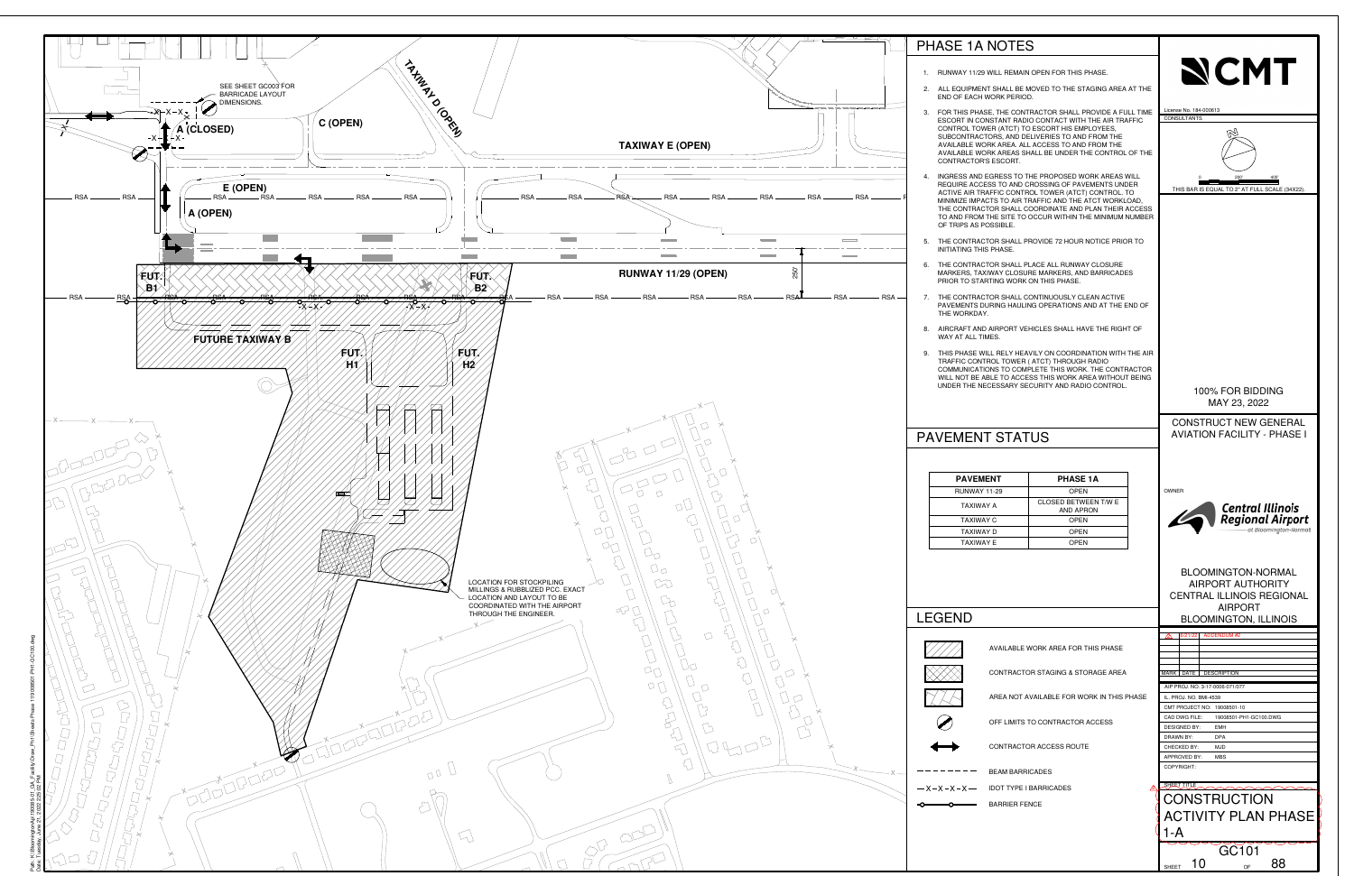## PHASE 1A NOTES

1. RUNWAY 11/29 WILL REMAIN OPEN FOR THIS PHASE.
2. ALL EQUIPMENT SHALL BE MOVED TO THE STAGING AREA AT THE END OF EACH WORK PERIOD.
3. FOR THIS PHASE, THE CONTRACTOR SHALL PROVIDE A FULL TIME ESCORT IN CONSTANT RADIO CONTACT WITH THE AIR TRAFFIC CONTROL TOWER (ATCT) TO ESCORT HIS EMPLOYEES, SUBCONTRACTORS, AND DELIVERIES TO AND FROM THE AVAILABLE WORK AREA. ALL ACCESS TO AND FROM THE AVAILABLE WORK AREAS SHALL BE UNDER THE CONTROL OF THE CONTRACTOR'S ESCORT.
4. INGRESS AND EGRESS TO THE PROPOSED WORK AREAS WILL REQUIRE ACCESS TO AND CROSSING OF PAVEMENTS UNDER ACTIVE AIR TRAFFIC CONTROL TOWER (ATCT) CONTROL. TO MINIMIZE IMPACTS TO AIR TRAFFIC AND THE ATCT WORKLOAD, THE CONTRACTOR SHALL COORDINATE AND PLAN THEIR ACCESS TO AND FROM THE SITE TO OCCUR WITHIN THE MINIMUM NUMBER OF TRIPS AS POSSIBLE.
5. THE CONTRACTOR SHALL PROVIDE 72 HOUR NOTICE PRIOR TO INITIATING THIS PHASE.
6. THE CONTRACTOR SHALL PLACE ALL RUNWAY CLOSURE MARKERS, TAXIWAY CLOSURE MARKERS, AND BARRICADES PRIOR TO STARTING WORK ON THIS PHASE.
7. THE CONTRACTOR SHALL CONTINUOUSLY CLEAN ACTIVE PAVEMENTS DURING HAULING OPERATIONS AND AT THE END OF THE WORKDAY.
8. AIRCRAFT AND AIRPORT VEHICLES SHALL HAVE THE RIGHT OF WAY AT ALL TIMES.
9. THIS PHASE WILL RELY HEAVILY ON COORDINATION WITH THE AIR TRAFFIC CONTROL TOWER ( ATCT) THROUGH RADIO COMMUNICATIONS TO COMPLETE THIS WORK. THE CONTRACTOR WILL NOT BE ABLE TO ACCESS THIS WORK AREA WITHOUT BEING UNDER THE NECESSARY SECURITY AND RADIO CONTROL.

## PAVEMENT STATUS

| PAVEMENT | PHASE 1A |
|---|---|
| RUNWAY 11-29 | OPEN |
| TAXIWAY A | CLOSED BETWEEN T/W E AND APRON |
| TAXIWAY C | OPEN |
| TAXIWAY D | OPEN |
| TAXIWAY E | OPEN |

## LEGEND

- AVAILABLE WORK AREA FOR THIS PHASE
- CONTRACTOR STAGING & STORAGE AREA
- AREA NOT AVAILABLE FOR WORK IN THIS PHASE
- OFF LIMITS TO CONTRACTOR ACCESS
- CONTRACTOR ACCESS ROUTE
- BEAM BARRICADES
- IDOT TYPE I BARRICADES
- BARRIER FENCE

SEE SHEET GC003 FOR BARRICADE LAYOUT DIMENSIONS.

A (CLOSED) — C (OPEN) — TAXIWAY D (OPEN) — TAXIWAY E (OPEN) — E (OPEN) — A (OPEN) — RUNWAY 11/29 (OPEN) — 250'

FUT. B1 — FUT. B2 — FUTURE TAXIWAY B — FUT. H1 — FUT. H2

LOCATION FOR STOCKPILING MILLINGS & RUBBLIZED PCC. EXACT LOCATION AND LAYOUT TO BE COORDINATED WITH THE AIRPORT THROUGH THE ENGINEER.

CMT

License No. 184-000613

CONSULTANTS

THIS BAR IS EQUAL TO 2" AT FULL SCALE (34X22).

100% FOR BIDDING
MAY 23, 2022

CONSTRUCT NEW GENERAL AVIATION FACILITY - PHASE I

OWNER

Central Illinois Regional Airport at Bloomington-Normal

BLOOMINGTON-NORMAL AIRPORT AUTHORITY
CENTRAL ILLINOIS REGIONAL AIRPORT
BLOOMINGTON, ILLINOIS

| MARK | DATE | DESCRIPTION |
|---|---|---|
| 1 | 6/21/22 | ADDENDUM #2 |

AIP PROJ. NO: 3-17-0008-071/077
IL. PROJ. NO. BMI-4539
CMT PROJECT NO: 19008501-10
CAD DWG FILE: 19008501-PH1-GC100.DWG
DESIGNED BY: EMH
DRAWN BY: DPA
CHECKED BY: MJD
APPROVED BY: MBS
COPYRIGHT:

SHEET TITLE

CONSTRUCTION ACTIVITY PLAN PHASE 1-A

GC101

SHEET 10 OF 88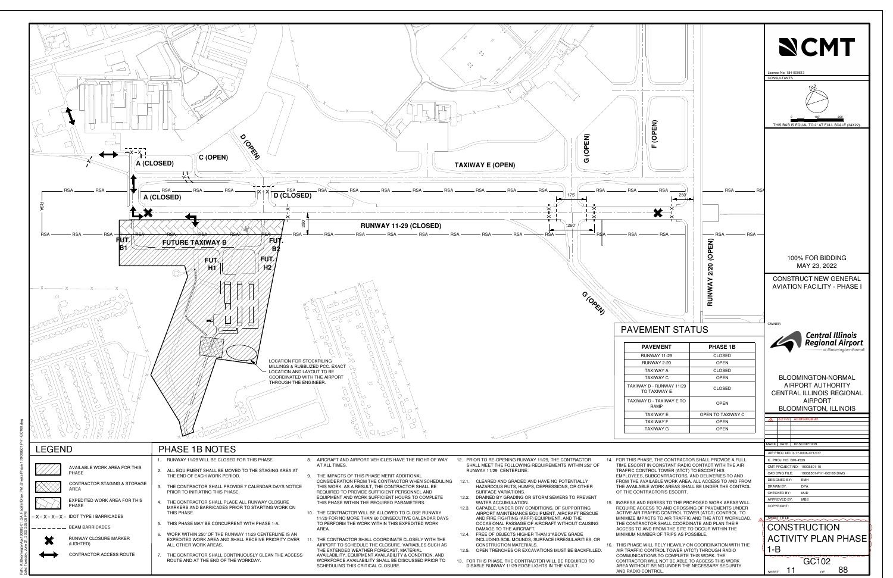# PHASE 1B NOTES

1. RUNWAY 11/29 WILL BE CLOSED FOR THIS PHASE.
2. ALL EQUIPMENT SHALL BE MOVED TO THE STAGING AREA AT THE END OF EACH WORK PERIOD.
3. THE CONTRACTOR SHALL PROVIDE 7 CALENDAR DAYS NOTICE PRIOR TO INITIATING THIS PHASE.
4. THE CONTRACTOR SHALL PLACE ALL RUNWAY CLOSURE MARKERS AND BARRICADES PRIOR TO STARTING WORK ON THIS PHASE.
5. THIS PHASE MAY BE CONCURRENT WITH PHASE 1-A.
6. WORK WITHIN 250' OF THE RUNWAY 11/29 CENTERLINE IS AN EXPEDITED WORK AREA AND SHALL RECEIVE PRIORITY OVER ALL OTHER WORK AREAS.
7. THE CONTRACTOR SHALL CONTINUOUSLY CLEAN THE ACCESS ROUTE AND AT THE END OF THE WORKDAY.
8. AIRCRAFT AND AIRPORT VEHICLES HAVE THE RIGHT OF WAY AT ALL TIMES.
9. THE IMPACTS OF THIS PHASE MERIT ADDITIONAL CONSIDERATION FROM THE CONTRACTOR WHEN SCHEDULING THIS WORK. AS A RESULT, THE CONTRACTOR SHALL BE REQUIRED TO PROVIDE SUFFICIENT PERSONNEL AND EQUIPMENT AND WORK SUFFICIENT HOURS TO COMPLETE THIS PHASE WITHIN THE REQUIRED PARAMETERS.
10. THE CONTRACTOR WILL BE ALLOWED TO CLOSE RUNWAY 11/29 FOR NO MORE THAN 60 CONSECUTIVE CALENDAR DAYS TO PERFORM THE WORK WITHIN THIS EXPEDITED WORK AREA.
11. THE CONTRACTOR SHALL COORDINATE CLOSELY WITH THE AIRPORT TO SCHEDULE THE CLOSURE. VARIABLES SUCH AS THE EXTENDED WEATHER FORECAST, MATERIAL AVAILABILITY, EQUIPMENT AVAILABILITY & CONDITION, AND WORKFORCE AVAILABILITY SHALL BE DISCUSSED PRIOR TO SCHEDULING THIS CRITICAL CLOSURE.
12. PRIOR TO RE-OPENING RUNWAY 11/29, THE CONTRACTOR SHALL MEET THE FOLLOWING REQUIREMENTS WITHIN 250' OF RUNWAY 11/29 CENTERLINE:
    - 12.1. CLEARED AND GRADED AND HAVE NO POTENTIALLY HAZARDOUS RUTS, HUMPS, DEPRESSIONS, OR OTHER SURFACE VARIATIONS.
    - 12.2. DRAINED BY GRADING OR STORM SEWERS TO PREVENT WATER ACCUMULATION.
    - 12.3. CAPABLE, UNDER DRY CONDITIONS, OF SUPPORTING AIRPORT MAINTENANCE EQUIPMENT, AIRCRAFT RESCUE AND FIRE FIGHTING (ARFF) EQUIPMENT, AND THE OCCASIONAL PASSAGE OF AIRCRAFT WITHOUT CAUSING DAMAGE TO THE AIRCRAFT.
    - 12.4. FREE OF OBJECTS HIGHER THAN 3"ABOVE GRADE INCLUDING SOIL MOUNDS, SURFACE IRREGULARITIES, OR CONSTRUCTION MATERIALS.
    - 12.5. OPEN TRENCHES OR EXCAVATIONS MUST BE BACKFILLED.
13. FOR THIS PHASE, THE CONTRACTOR WILL BE REQUIRED TO DISABLE RUNWAY 11/29 EDGE LIGHTS IN THE VAULT.
14. FOR THIS PHASE, THE CONTRACTOR SHALL PROVIDE A FULL TIME ESCORT IN CONSTANT RADIO CONTACT WITH THE AIR TRAFFIC CONTROL TOWER (ATCT) TO ESCORT HIS EMPLOYEES, SUBCONTRACTORS, AND DELIVERIES TO AND FROM THE AVAILABLE WORK AREA. ALL ACCESS TO AND FROM THE AVAILABLE WORK AREAS SHALL BE UNDER THE CONTROL OF THE CONTRACTOR'S ESCORT.
15. INGRESS AND EGRESS TO THE PROPOSED WORK AREAS WILL REQUIRE ACCESS TO AND CROSSING OF PAVEMENTS UNDER ACTIVE AIR TRAFFIC CONTROL TOWER (ATCT) CONTROL. TO MINIMIZE IMPACTS TO AIR TRAFFIC AND THE ATCT WORKLOAD, THE CONTRACTOR SHALL COORDINATE AND PLAN THEIR ACCESS TO AND FROM THE SITE TO OCCUR WITHIN THE MINIMUM NUMBER OF TRIPS AS POSSIBLE.
16. THIS PHASE WILL RELY HEAVILY ON COORDINATION WITH THE AIR TRAFFIC CONTROL TOWER (ATCT) THROUGH RADIO COMMUNICATIONS TO COMPLETE THIS WORK. THE CONTRACTOR WILL NOT BE ABLE TO ACCESS THIS WORK AREA WITHOUT BEING UNDER THE NECESSARY SECURITY AND RADIO CONTROL.

## LEGEND

- AVAILABLE WORK AREA FOR THIS PHASE
- CONTRACTOR STAGING & STORAGE AREA
- EXPEDITED WORK AREA FOR THIS PHASE
- IDOT TYPE I BARRICADES
- BEAM BARRICADES
- RUNWAY CLOSURE MARKER (LIGHTED)
- CONTRACTOR ACCESS ROUTE

## PAVEMENT STATUS

| PAVEMENT | PHASE 1B |
|---|---|
| RUNWAY 11-29 | CLOSED |
| RUNWAY 2-20 | OPEN |
| TAXIWAY A | CLOSED |
| TAXIWAY C | OPEN |
| TAXIWAY D - RUNWAY 11/29 TO TAXIWAY E | CLOSED |
| TAXIWAY D - TAXIWAY E TO RAMP | OPEN |
| TAXIWAY E | OPEN TO TAXIWAY C |
| TAXIWAY F | OPEN |
| TAXIWAY G | OPEN |

LOCATION FOR STOCKPILING MILLINGS & RUBBLIZED PCC. EXACT LOCATION AND LAYOUT TO BE COORDINATED WITH THE AIRPORT THROUGH THE ENGINEER.

A (CLOSED) · C (OPEN) · D (OPEN) · D (CLOSED) · TAXIWAY E (OPEN) · G (OPEN) · F (OPEN) · RUNWAY 11-29 (CLOSED) · RUNWAY 2/20 (OPEN) · FUTURE TAXIWAY B · FUT. B1 · FUT. B2 · FUT. H1 · FUT. H2 · 175' · 250' · 260'

THIS BAR IS EQUAL TO 2" AT FULL SCALE (34X22).

100% FOR BIDDING
MAY 23, 2022

CONSTRUCT NEW GENERAL AVIATION FACILITY - PHASE I

OWNER: Central Illinois Regional Airport at Bloomington-Normal

BLOOMINGTON-NORMAL AIRPORT AUTHORITY
CENTRAL ILLINOIS REGIONAL AIRPORT
BLOOMINGTON, ILLINOIS

| MARK | DATE | DESCRIPTION |
|---|---|---|
| 2 | 6/21/22 | ADDENDUM #2 |

AIP PROJ. NO. 3-17-0006-071/077
IL. PROJ. NO. BMI-4539
CMT PROJECT NO: 19008501-10
CAD DWG FILE: 19008501-PH1-GC100.DWG
DESIGNED BY: EMH
DRAWN BY: DPA
CHECKED BY: MJD
APPROVED BY: MBS

SHEET TITLE: CONSTRUCTION ACTIVITY PLAN PHASE 1-B

GC102
SHEET 11 OF 88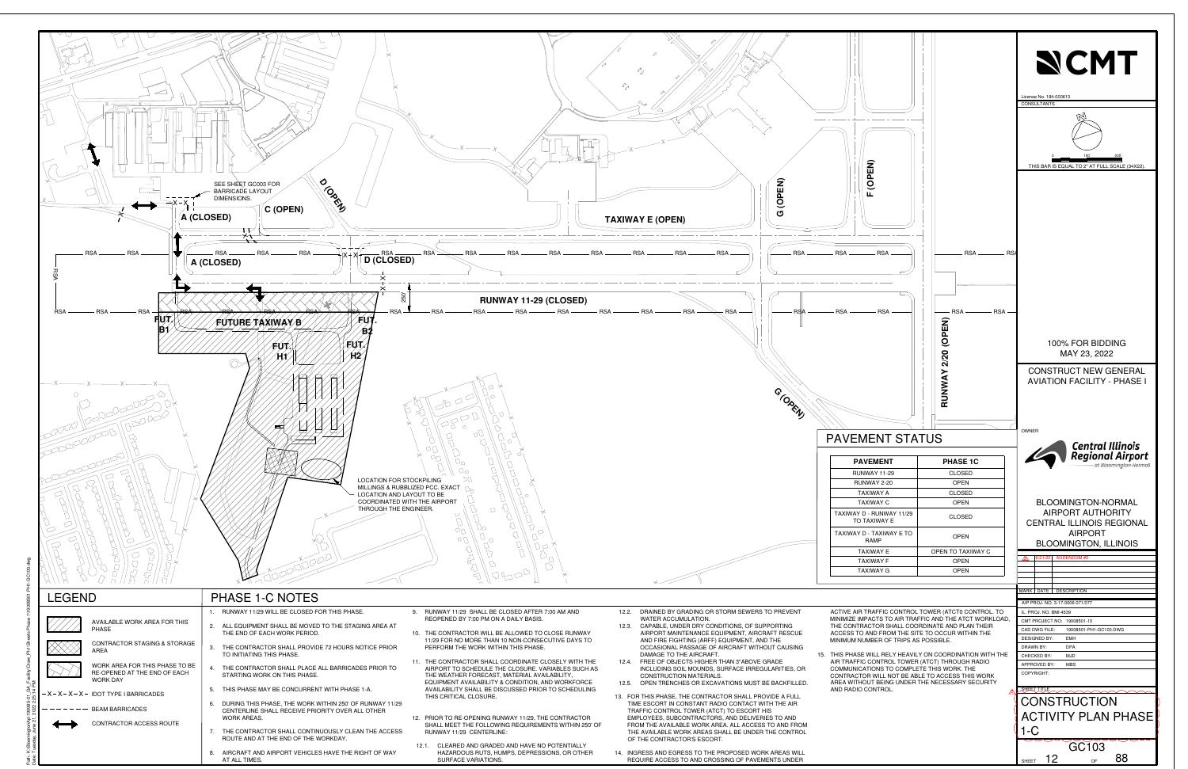# PHASE 1-C NOTES

1. RUNWAY 11/29 WILL BE CLOSED FOR THIS PHASE.
2. ALL EQUIPMENT SHALL BE MOVED TO THE STAGING AREA AT THE END OF EACH WORK PERIOD.
3. THE CONTRACTOR SHALL PROVIDE 72 HOURS NOTICE PRIOR TO INITIATING THIS PHASE.
4. THE CONTRACTOR SHALL PLACE ALL BARRICADES PRIOR TO STARTING WORK ON THIS PHASE.
5. THIS PHASE MAY BE CONCURRENT WITH PHASE 1-A.
6. DURING THIS PHASE, THE WORK WITHIN 250' OF RUNWAY 11/29 CENTERLINE SHALL RECEIVE PRIORITY OVER ALL OTHER WORK AREAS.
7. THE CONTRACTOR SHALL CONTINUOUSLY CLEAN THE ACCESS ROUTE AND AT THE END OF THE WORKDAY.
8. AIRCRAFT AND AIRPORT VEHICLES HAVE THE RIGHT OF WAY AT ALL TIMES.
9. RUNWAY 11/29 SHALL BE CLOSED AFTER 7:00 AM AND REOPENED BY 7:00 PM ON A DAILY BASIS.
10. THE CONTRACTOR WILL BE ALLOWED TO CLOSE RUNWAY 11/29 FOR NO MORE THAN 10 NON-CONSECUTIVE DAYS TO PERFORM THE WORK WITHIN THIS PHASE.
11. THE CONTRACTOR SHALL COORDINATE CLOSELY WITH THE AIRPORT TO SCHEDULE THE CLOSURE. VARIABLES SUCH AS THE WEATHER FORECAST, MATERIAL AVAILABILITY, EQUIPMENT AVAILABILITY & CONDITION, AND WORKFORCE AVAILABILITY SHALL BE DISCUSSED PRIOR TO SCHEDULING THIS CRITICAL CLOSURE.
12. PRIOR TO RE-OPENING RUNWAY 11/29, THE CONTRACTOR SHALL MEET THE FOLLOWING REQUIREMENTS WITHIN 250' OF RUNWAY 11/29 CENTERLINE:
    - 12.1. CLEARED AND GRADED AND HAVE NO POTENTIALLY HAZARDOUS RUTS, HUMPS, DEPRESSIONS, OR OTHER SURFACE VARIATIONS.
    - 12.2. DRAINED BY GRADING OR STORM SEWERS TO PREVENT WATER ACCUMULATION.
    - 12.3. CAPABLE, UNDER DRY CONDITIONS, OF SUPPORTING AIRPORT MAINTENANCE EQUIPMENT, AIRCRAFT RESCUE AND FIRE FIGHTING (ARFF) EQUIPMENT, AND THE OCCASIONAL PASSAGE OF AIRCRAFT WITHOUT CAUSING DAMAGE TO THE AIRCRAFT.
    - 12.4. FREE OF OBJECTS HIGHER THAN 3"ABOVE GRADE INCLUDING SOIL MOUNDS, SURFACE IRREGULARITIES, OR CONSTRUCTION MATERIALS.
    - 12.5. OPEN TRENCHES OR EXCAVATIONS MUST BE BACKFILLED.
13. FOR THIS PHASE, THE CONTRACTOR SHALL PROVIDE A FULL TIME ESCORT IN CONSTANT RADIO CONTACT WITH THE AIR TRAFFIC CONTROL TOWER (ATCT) TO ESCORT HIS EMPLOYEES, SUBCONTRACTORS, AND DELIVERIES TO AND FROM THE AVAILABLE WORK AREA. ALL ACCESS TO AND FROM THE AVAILABLE WORK AREAS SHALL BE UNDER THE CONTROL OF THE CONTRACTOR'S ESCORT.
14. INGRESS AND EGRESS TO THE PROPOSED WORK AREAS WILL REQUIRE ACCESS TO AND CROSSING OF PAVEMENTS UNDER ACTIVE AIR TRAFFIC CONTROL TOWER (ATCT) CONTROL. TO MINIMIZE IMPACTS TO AIR TRAFFIC AND THE ATCT WORKLOAD, THE CONTRACTOR SHALL COORDINATE AND PLAN THEIR ACCESS TO AND FROM THE SITE TO OCCUR WITHIN THE MINIMUM NUMBER OF TRIPS AS POSSIBLE.
15. THIS PHASE WILL RELY HEAVILY ON COORDINATION WITH THE AIR TRAFFIC CONTROL TOWER (ATCT) THROUGH RADIO COMMUNICATIONS TO COMPLETE THIS WORK. THE CONTRACTOR WILL NOT BE ABLE TO ACCESS THIS WORK AREA WITHOUT BEING UNDER THE NECESSARY SECURITY AND RADIO CONTROL.

## LEGEND

- AVAILABLE WORK AREA FOR THIS PHASE
- CONTRACTOR STAGING & STORAGE AREA
- WORK AREA FOR THIS PHASE TO BE RE-OPENED AT THE END OF EACH WORK DAY
- X–X–X–X– IDOT TYPE I BARRICADES
- BEAM BARRICADES
- CONTRACTOR ACCESS ROUTE

## PAVEMENT STATUS

| PAVEMENT | PHASE 1C |
| --- | --- |
| RUNWAY 11-29 | CLOSED |
| RUNWAY 2-20 | OPEN |
| TAXIWAY A | CLOSED |
| TAXIWAY C | OPEN |
| TAXIWAY D - RUNWAY 11/29 TO TAXIWAY E | CLOSED |
| TAXIWAY D - TAXIWAY E TO RAMP | OPEN |
| TAXIWAY E | OPEN TO TAXIWAY C |
| TAXIWAY F | OPEN |
| TAXIWAY G | OPEN |

SEE SHEET GC003 FOR BARRICADE LAYOUT DIMENSIONS.

A (CLOSED) C (OPEN) D (OPEN) TAXIWAY E (OPEN) G (OPEN) F (OPEN) D (CLOSED) RUNWAY 11-29 (CLOSED) 250' FUTURE TAXIWAY B FUT. B1 FUT. B2 FUT. H1 FUT. H2 RUNWAY 2/20 (OPEN) G (OPEN) RSA

LOCATION FOR STOCKPILING MILLINGS & RUBBLIZED PCC. EXACT LOCATION AND LAYOUT TO BE COORDINATED WITH THE AIRPORT THROUGH THE ENGINEER.

CMT

License No. 184-000613

CONSULTANTS

THIS BAR IS EQUAL TO 2" AT FULL SCALE (34X22).

100% FOR BIDDING
MAY 23, 2022

CONSTRUCT NEW GENERAL AVIATION FACILITY - PHASE I

OWNER

Central Illinois Regional Airport at Bloomington-Normal

BLOOMINGTON-NORMAL AIRPORT AUTHORITY
CENTRAL ILLINOIS REGIONAL AIRPORT
BLOOMINGTON, ILLINOIS

| MARK | DATE | DESCRIPTION |
| --- | --- | --- |
| 2 | 6/21/22 | ADDENDUM #2 |

AIP PROJ. NO: 3-17-0006-071/077
IL. PROJ. NO: BMI-4539
CMT PROJECT NO: 19008501-10
CAD DWG FILE: 19008501-PH1-GC100.DWG
DESIGNED BY: EMH
DRAWN BY: DPA
CHECKED BY: MJD
APPROVED BY: MBS
COPYRIGHT:

SHEET TITLE

CONSTRUCTION ACTIVITY PLAN PHASE 1-C

GC103

SHEET 12 OF 88